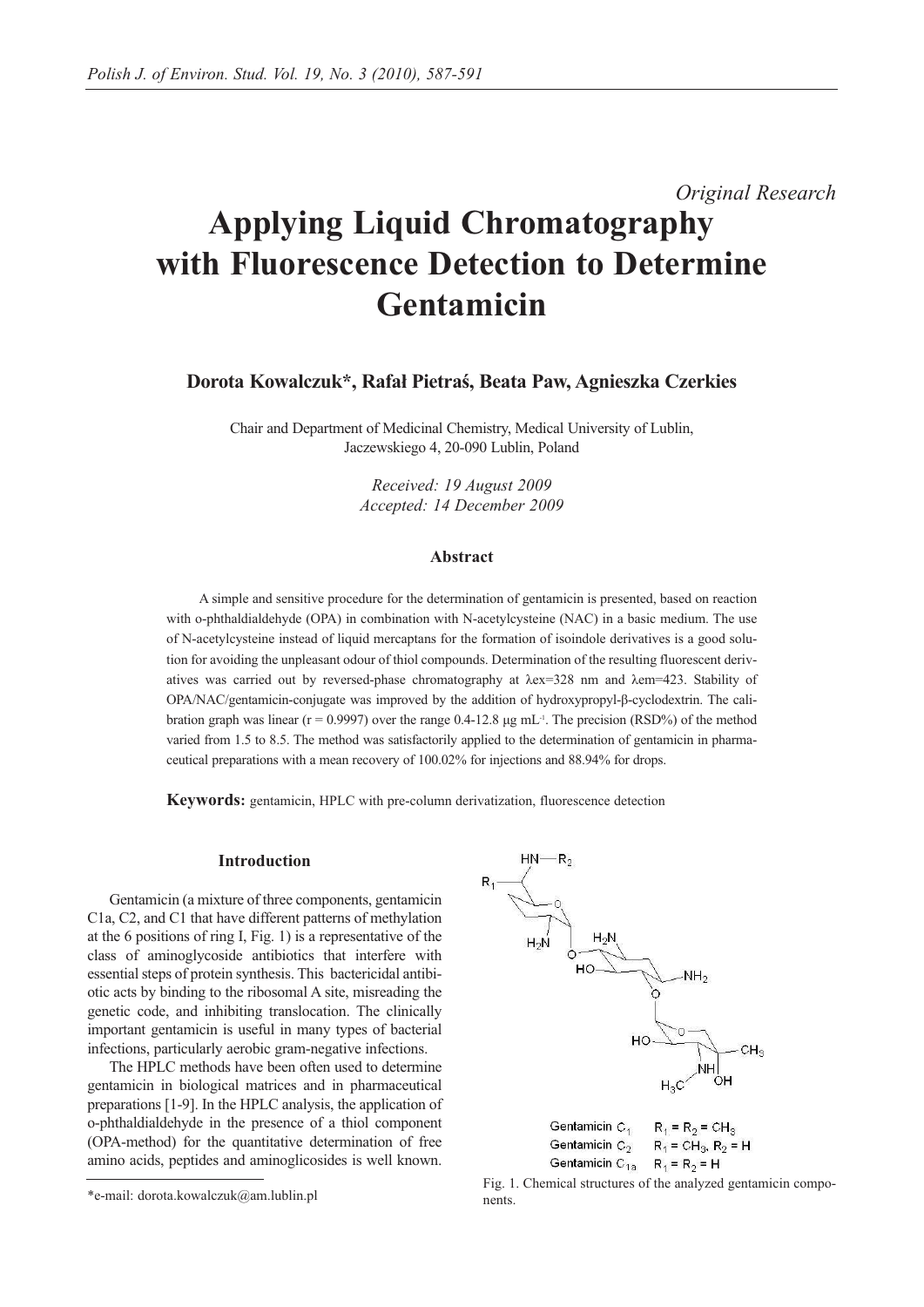*Original Research*

# Applying Liquid Chromatography with Fluorescence Detection to Determine Gentamicin

**Dorota Kowalczuk\*, Rafał Pietraś, Beata Paw, Agnieszka Czerkies**

Chair and Department of Medicinal Chemistry, Medical University of Lublin, Jaczewskiego 4, 20-090 Lublin, Poland

*Received: 19 August 2009*
*Accepted: 14 December 2009*

### Abstract

A simple and sensitive procedure for the determination of gentamicin is presented, based on reaction with o-phthaldialdehyde (OPA) in combination with N-acetylcysteine (NAC) in a basic medium. The use of N-acetylcysteine instead of liquid mercaptans for the formation of isoindole derivatives is a good solution for avoiding the unpleasant odour of thiol compounds. Determination of the resulting fluorescent derivatives was carried out by reversed-phase chromatography at λex=328 nm and λem=423. Stability of OPA/NAC/gentamicin-conjugate was improved by the addition of hydroxypropyl-β-cyclodextrin. The calibration graph was linear (r = 0.9997) over the range 0.4-12.8 μg $mL^{-1}$. The precision (RSD%) of the method varied from 1.5 to 8.5. The method was satisfactorily applied to the determination of gentamicin in pharmaceutical preparations with a mean recovery of 100.02% for injections and 88.94% for drops.

**Keywords:** gentamicin, HPLC with pre-column derivatization, fluorescence detection

### Introduction

Gentamicin (a mixture of three components, gentamicin C1a, C2, and C1 that have different patterns of methylation at the 6 positions of ring I, Fig. 1) is a representative of the class of aminoglycoside antibiotics that interfere with essential steps of protein synthesis. This bactericidal antibiotic acts by binding to the ribosomal A site, misreading the genetic code, and inhibiting translocation. The clinically important gentamicin is useful in many types of bacterial infections, particularly aerobic gram-negative infections.

The HPLC methods have been often used to determine gentamicin in biological matrices and in pharmaceutical preparations [1-9]. In the HPLC analysis, the application of o-phthaldialdehyde in the presence of a thiol component (OPA-method) for the quantitative determination of free amino acids, peptides and aminoglicosides is well known.

Gentamicin $C_1$ $R_1 = R_2 = CH_3$
Gentamicin $C_2$ $R_1 = CH_3$, $R_2 = H$
Gentamicin $C_{1a}$ $R_1 = R_2 = H$

Fig. 1. Chemical structures of the analyzed gentamicin components.

\*e-mail: dorota.kowalczuk@am.lublin.pl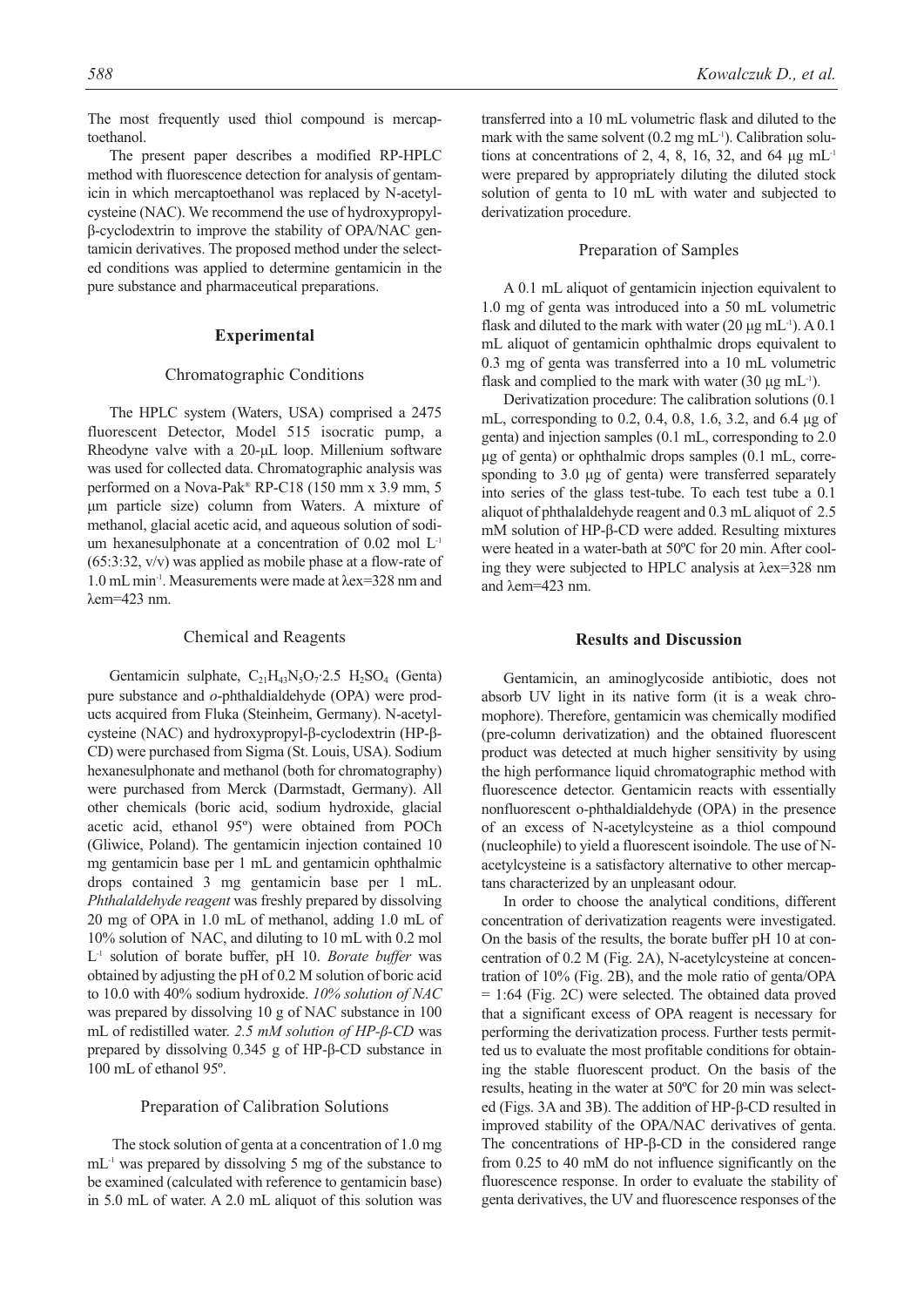The most frequently used thiol compound is mercaptoethanol.

The present paper describes a modified RP-HPLC method with fluorescence detection for analysis of gentamicin in which mercaptoethanol was replaced by N-acetylcysteine (NAC). We recommend the use of hydroxypropyl-β-cyclodextrin to improve the stability of OPA/NAC gentamicin derivatives. The proposed method under the selected conditions was applied to determine gentamicin in the pure substance and pharmaceutical preparations.

## Experimental

### Chromatographic Conditions

The HPLC system (Waters, USA) comprised a 2475 fluorescent Detector, Model 515 isocratic pump, a Rheodyne valve with a 20-μL loop. Millenium software was used for collected data. Chromatographic analysis was performed on a Nova-Pak® RP-C18 (150 mm x 3.9 mm, 5 μm particle size) column from Waters. A mixture of methanol, glacial acetic acid, and aqueous solution of sodium hexanesulphonate at a concentration of 0.02 mol $L^{-1}$ (65:3:32, v/v) was applied as mobile phase at a flow-rate of 1.0 mL $min^{-1}$. Measurements were made at λex=328 nm and λem=423 nm.

### Chemical and Reagents

Gentamicin sulphate, $C_{21}H_{43}N_5O_7{\cdot}2.5\ H_2SO_4$ (Genta) pure substance and *o*-phthaldialdehyde (OPA) were products acquired from Fluka (Steinheim, Germany). N-acetylcysteine (NAC) and hydroxypropyl-β-cyclodextrin (HP-β-CD) were purchased from Sigma (St. Louis, USA). Sodium hexanesulphonate and methanol (both for chromatography) were purchased from Merck (Darmstadt, Germany). All other chemicals (boric acid, sodium hydroxide, glacial acetic acid, ethanol 95º) were obtained from POCh (Gliwice, Poland). The gentamicin injection contained 10 mg gentamicin base per 1 mL and gentamicin ophthalmic drops contained 3 mg gentamicin base per 1 mL. *Phthalaldehyde reagent* was freshly prepared by dissolving 20 mg of OPA in 1.0 mL of methanol, adding 1.0 mL of 10% solution of NAC, and diluting to 10 mL with 0.2 mol $L^{-1}$ solution of borate buffer, pH 10. *Borate buffer* was obtained by adjusting the pH of 0.2 M solution of boric acid to 10.0 with 40% sodium hydroxide. *10% solution of NAC* was prepared by dissolving 10 g of NAC substance in 100 mL of redistilled water. *2.5 mM solution of HP-β-CD* was prepared by dissolving 0.345 g of HP-β-CD substance in 100 mL of ethanol 95º.

### Preparation of Calibration Solutions

The stock solution of genta at a concentration of 1.0 mg $mL^{-1}$ was prepared by dissolving 5 mg of the substance to be examined (calculated with reference to gentamicin base) in 5.0 mL of water. A 2.0 mL aliquot of this solution was transferred into a 10 mL volumetric flask and diluted to the mark with the same solvent (0.2 mg $mL^{-1}$). Calibration solutions at concentrations of 2, 4, 8, 16, 32, and 64 μg $mL^{-1}$ were prepared by appropriately diluting the diluted stock solution of genta to 10 mL with water and subjected to derivatization procedure.

### Preparation of Samples

A 0.1 mL aliquot of gentamicin injection equivalent to 1.0 mg of genta was introduced into a 50 mL volumetric flask and diluted to the mark with water (20 μg $mL^{-1}$). A 0.1 mL aliquot of gentamicin ophthalmic drops equivalent to 0.3 mg of genta was transferred into a 10 mL volumetric flask and complied to the mark with water (30 μg $mL^{-1}$).

Derivatization procedure: The calibration solutions (0.1 mL, corresponding to 0.2, 0.4, 0.8, 1.6, 3.2, and 6.4 μg of genta) and injection samples (0.1 mL, corresponding to 2.0 μg of genta) or ophthalmic drops samples (0.1 mL, corresponding to 3.0 μg of genta) were transferred separately into series of the glass test-tube. To each test tube a 0.1 aliquot of phthalaldehyde reagent and 0.3 mL aliquot of 2.5 mM solution of HP-β-CD were added. Resulting mixtures were heated in a water-bath at 50ºC for 20 min. After cooling they were subjected to HPLC analysis at λex=328 nm and λem=423 nm.

## Results and Discussion

Gentamicin, an aminoglycoside antibiotic, does not absorb UV light in its native form (it is a weak chromophore). Therefore, gentamicin was chemically modified (pre-column derivatization) and the obtained fluorescent product was detected at much higher sensitivity by using the high performance liquid chromatographic method with fluorescence detector. Gentamicin reacts with essentially nonfluorescent o-phthaldialdehyde (OPA) in the presence of an excess of N-acetylcysteine as a thiol compound (nucleophile) to yield a fluorescent isoindole. The use of N-acetylcysteine is a satisfactory alternative to other mercaptans characterized by an unpleasant odour.

In order to choose the analytical conditions, different concentration of derivatization reagents were investigated. On the basis of the results, the borate buffer pH 10 at concentration of 0.2 M (Fig. 2A), N-acetylcysteine at concentration of 10% (Fig. 2B), and the mole ratio of genta/OPA = 1:64 (Fig. 2C) were selected. The obtained data proved that a significant excess of OPA reagent is necessary for performing the derivatization process. Further tests permitted us to evaluate the most profitable conditions for obtaining the stable fluorescent product. On the basis of the results, heating in the water at 50ºC for 20 min was selected (Figs. 3A and 3B). The addition of HP-β-CD resulted in improved stability of the OPA/NAC derivatives of genta. The concentrations of HP-β-CD in the considered range from 0.25 to 40 mM do not influence significantly on the fluorescence response. In order to evaluate the stability of genta derivatives, the UV and fluorescence responses of the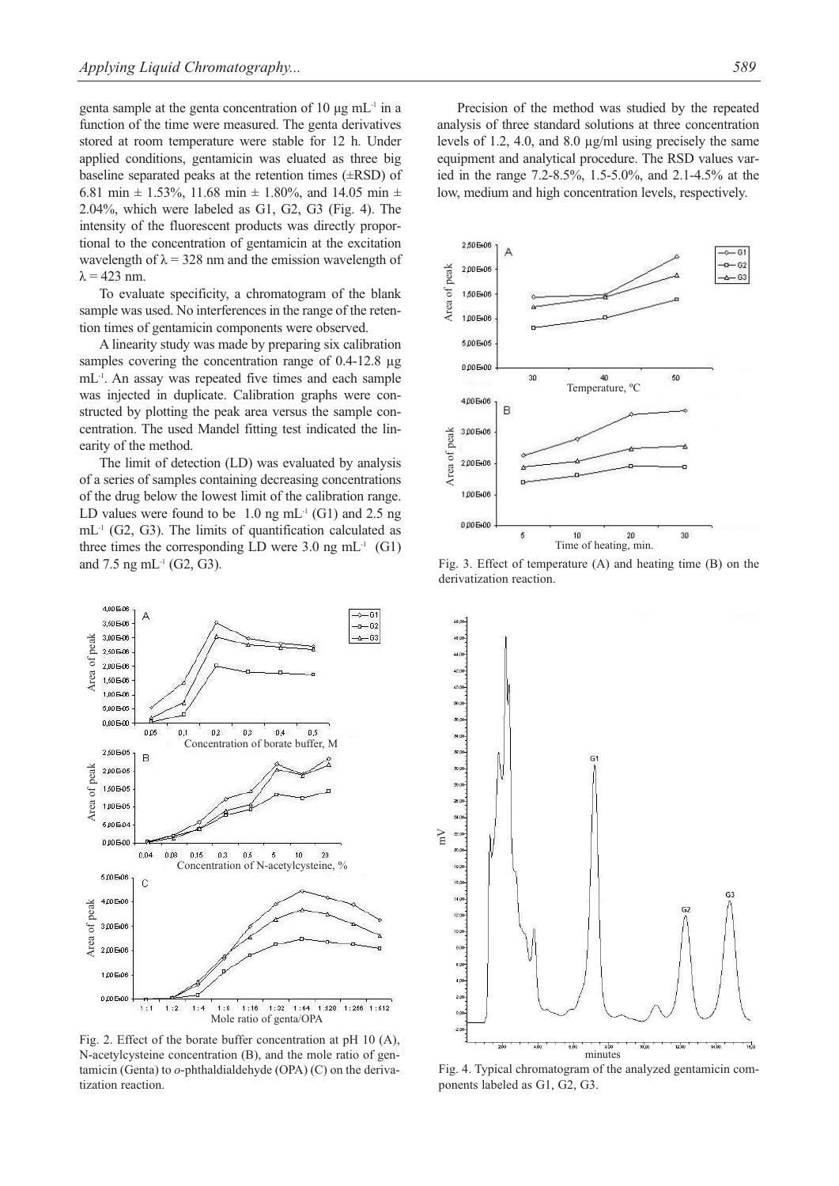genta sample at the genta concentration of 10 μg mL$^{-1}$ in a function of the time were measured. The genta derivatives stored at room temperature were stable for 12 h. Under applied conditions, gentamicin was eluated as three big baseline separated peaks at the retention times (±RSD) of 6.81 min ± 1.53%, 11.68 min ± 1.80%, and 14.05 min ± 2.04%, which were labeled as G1, G2, G3 (Fig. 4). The intensity of the fluorescent products was directly proportional to the concentration of gentamicin at the excitation wavelength of $\lambda$ = 328 nm and the emission wavelength of $\lambda$ = 423 nm.

To evaluate specificity, a chromatogram of the blank sample was used. No interferences in the range of the retention times of gentamicin components were observed.

A linearity study was made by preparing six calibration samples covering the concentration range of 0.4-12.8 μg mL$^{-1}$. An assay was repeated five times and each sample was injected in duplicate. Calibration graphs were constructed by plotting the peak area versus the sample concentration. The used Mandel fitting test indicated the linearity of the method.

The limit of detection (LD) was evaluated by analysis of a series of samples containing decreasing concentrations of the drug below the lowest limit of the calibration range. LD values were found to be 1.0 ng mL$^{-1}$ (G1) and 2.5 ng mL$^{-1}$ (G2, G3). The limits of quantification calculated as three times the corresponding LD were 3.0 ng mL$^{-1}$ (G1) and 7.5 ng mL$^{-1}$ (G2, G3).

Fig. 2. Effect of the borate buffer concentration at pH 10 (A), N-acetylcysteine concentration (B), and the mole ratio of gentamicin (Genta) to *o*-phthaldialdehyde (OPA) (C) on the derivatization reaction.

Precision of the method was studied by the repeated analysis of three standard solutions at three concentration levels of 1.2, 4.0, and 8.0 μg/ml using precisely the same equipment and analytical procedure. The RSD values varied in the range 7.2-8.5%, 1.5-5.0%, and 2.1-4.5% at the low, medium and high concentration levels, respectively.

Fig. 3. Effect of temperature (A) and heating time (B) on the derivatization reaction.

Fig. 4. Typical chromatogram of the analyzed gentamicin components labeled as G1, G2, G3.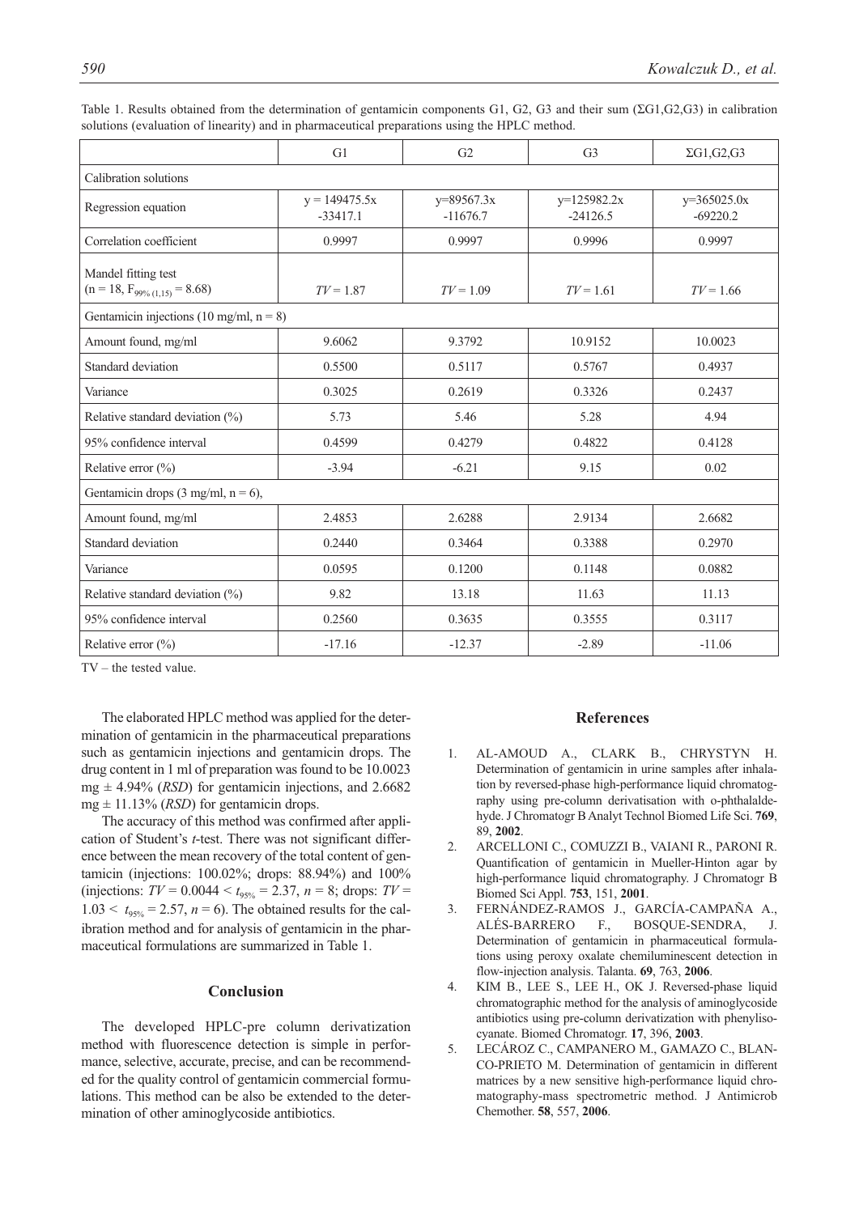Table 1. Results obtained from the determination of gentamicin components G1, G2, G3 and their sum (ΣG1,G2,G3) in calibration solutions (evaluation of linearity) and in pharmaceutical preparations using the HPLC method.

| | G1 | G2 | G3 | ΣG1,G2,G3 |
|---|---|---|---|---|
| Calibration solutions | | | | |
| Regression equation | y = 149475.5x -33417.1 | y=89567.3x -11676.7 | y=125982.2x -24126.5 | y=365025.0x -69220.2 |
| Correlation coefficient | 0.9997 | 0.9997 | 0.9996 | 0.9997 |
| Mandel fitting test ($n = 18$, $F_{99\%\,(1,15)} = 8.68$) | *TV* = 1.87 | *TV* = 1.09 | *TV* = 1.61 | *TV* = 1.66 |
| Gentamicin injections (10 mg/ml, $n = 8$) | | | | |
| Amount found, mg/ml | 9.6062 | 9.3792 | 10.9152 | 10.0023 |
| Standard deviation | 0.5500 | 0.5117 | 0.5767 | 0.4937 |
| Variance | 0.3025 | 0.2619 | 0.3326 | 0.2437 |
| Relative standard deviation (%) | 5.73 | 5.46 | 5.28 | 4.94 |
| 95% confidence interval | 0.4599 | 0.4279 | 0.4822 | 0.4128 |
| Relative error (%) | -3.94 | -6.21 | 9.15 | 0.02 |
| Gentamicin drops (3 mg/ml, $n = 6$), | | | | |
| Amount found, mg/ml | 2.4853 | 2.6288 | 2.9134 | 2.6682 |
| Standard deviation | 0.2440 | 0.3464 | 0.3388 | 0.2970 |
| Variance | 0.0595 | 0.1200 | 0.1148 | 0.0882 |
| Relative standard deviation (%) | 9.82 | 13.18 | 11.63 | 11.13 |
| 95% confidence interval | 0.2560 | 0.3635 | 0.3555 | 0.3117 |
| Relative error (%) | -17.16 | -12.37 | -2.89 | -11.06 |

TV – the tested value.

The elaborated HPLC method was applied for the determination of gentamicin in the pharmaceutical preparations such as gentamicin injections and gentamicin drops. The drug content in 1 ml of preparation was found to be 10.0023 mg ± 4.94% (*RSD*) for gentamicin injections, and 2.6682 mg ± 11.13% (*RSD*) for gentamicin drops.

The accuracy of this method was confirmed after application of Student's *t*-test. There was not significant difference between the mean recovery of the total content of gentamicin (injections: 100.02%; drops: 88.94%) and 100% (injections: $TV = 0.0044 < t_{95\%} = 2.37$, $n = 8$; drops: $TV = 1.03 < t_{95\%} = 2.57$, $n = 6$). The obtained results for the calibration method and for analysis of gentamicin in the pharmaceutical formulations are summarized in Table 1.

## Conclusion

The developed HPLC-pre column derivatization method with fluorescence detection is simple in performance, selective, accurate, precise, and can be recommended for the quality control of gentamicin commercial formulations. This method can be also be extended to the determination of other aminoglycoside antibiotics.

## References

1. AL-AMOUD A., CLARK B., CHRYSTYN H. Determination of gentamicin in urine samples after inhalation by reversed-phase high-performance liquid chromatography using pre-column derivatisation with o-phthalaldehyde. J Chromatogr B Analyt Technol Biomed Life Sci. **769**, 89, **2002**.
2. ARCELLONI C., COMUZZI B., VAIANI R., PARONI R. Quantification of gentamicin in Mueller-Hinton agar by high-performance liquid chromatography. J Chromatogr B Biomed Sci Appl. **753**, 151, **2001**.
3. FERNÁNDEZ-RAMOS J., GARCÍA-CAMPAÑA A., ALÉS-BARRERO F., BOSQUE-SENDRA, J. Determination of gentamicin in pharmaceutical formulations using peroxy oxalate chemiluminescent detection in flow-injection analysis. Talanta. **69**, 763, **2006**.
4. KIM B., LEE S., LEE H., OK J. Reversed-phase liquid chromatographic method for the analysis of aminoglycoside antibiotics using pre-column derivatization with phenylisocyanate. Biomed Chromatogr. **17**, 396, **2003**.
5. LECÁROZ C., CAMPANERO M., GAMAZO C., BLANCO-PRIETO M. Determination of gentamicin in different matrices by a new sensitive high-performance liquid chromatography-mass spectrometric method. J Antimicrob Chemother. **58**, 557, **2006**.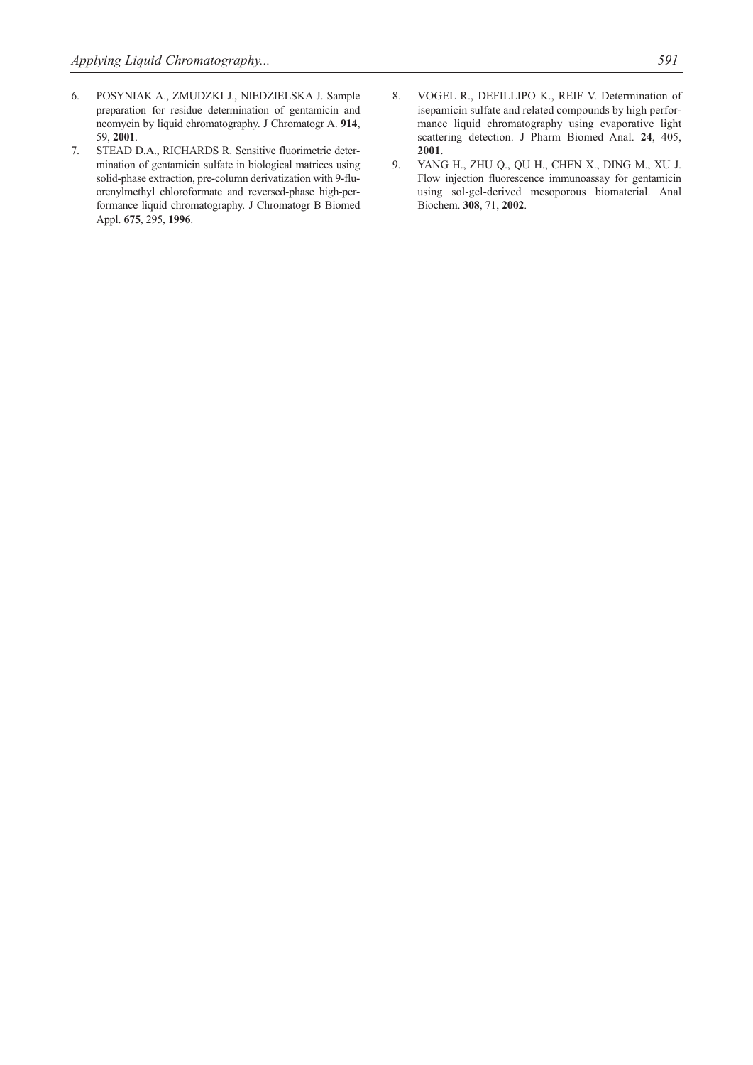6. POSYNIAK A., ZMUDZKI J., NIEDZIELSKA J. Sample preparation for residue determination of gentamicin and neomycin by liquid chromatography. J Chromatogr A. **914**, 59, **2001**.
7. STEAD D.A., RICHARDS R. Sensitive fluorimetric determination of gentamicin sulfate in biological matrices using solid-phase extraction, pre-column derivatization with 9-fluorenylmethyl chloroformate and reversed-phase high-performance liquid chromatography. J Chromatogr B Biomed Appl. **675**, 295, **1996**.
8. VOGEL R., DEFILLIPO K., REIF V. Determination of isepamicin sulfate and related compounds by high performance liquid chromatography using evaporative light scattering detection. J Pharm Biomed Anal. **24**, 405, **2001**.
9. YANG H., ZHU Q., QU H., CHEN X., DING M., XU J. Flow injection fluorescence immunoassay for gentamicin using sol-gel-derived mesoporous biomaterial. Anal Biochem. **308**, 71, **2002**.